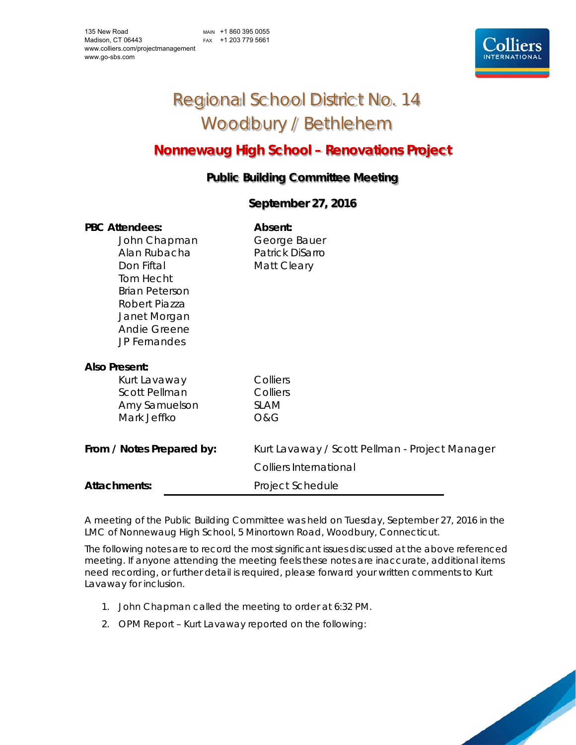135 New Road
Madison, CT 06443
www.colliers.com/projectmanagement
www.go-sbs.com

MAIN +1 860 395 0055
FAX +1 203 779 5661

# Regional School District No. 14
# Woodbury / Bethlehem

## Nonnewaug High School – Renovations Project

### Public Building Committee Meeting

### September 27, 2016

| **PBC Attendees:** | **Absent:** |
| --- | --- |
| John Chapman | George Bauer |
| Alan Rubacha | Patrick DiSarro |
| Don Fiftal | Matt Cleary |
| Tom Hecht | |
| Brian Peterson | |
| Robert Piazza | |
| Janet Morgan | |
| Andie Greene | |
| JP Fernandes | |

**Also Present:**

| | |
| --- | --- |
| Kurt Lavaway | Colliers |
| Scott Pellman | Colliers |
| Amy Samuelson | SLAM |
| Mark Jeffko | O&G |

**From / Notes Prepared by:** Kurt Lavaway / Scott Pellman - Project Manager
Colliers International

**Attachments:** Project Schedule

A meeting of the Public Building Committee was held on Tuesday, September 27, 2016 in the LMC of Nonnewaug High School, 5 Minortown Road, Woodbury, Connecticut.

The following notes are to record the most significant issues discussed at the above referenced meeting. If anyone attending the meeting feels these notes are inaccurate, additional items need recording, or further detail is required, please forward your written comments to Kurt Lavaway for inclusion.

1. John Chapman called the meeting to order at 6:32 PM.
2. OPM Report – Kurt Lavaway reported on the following: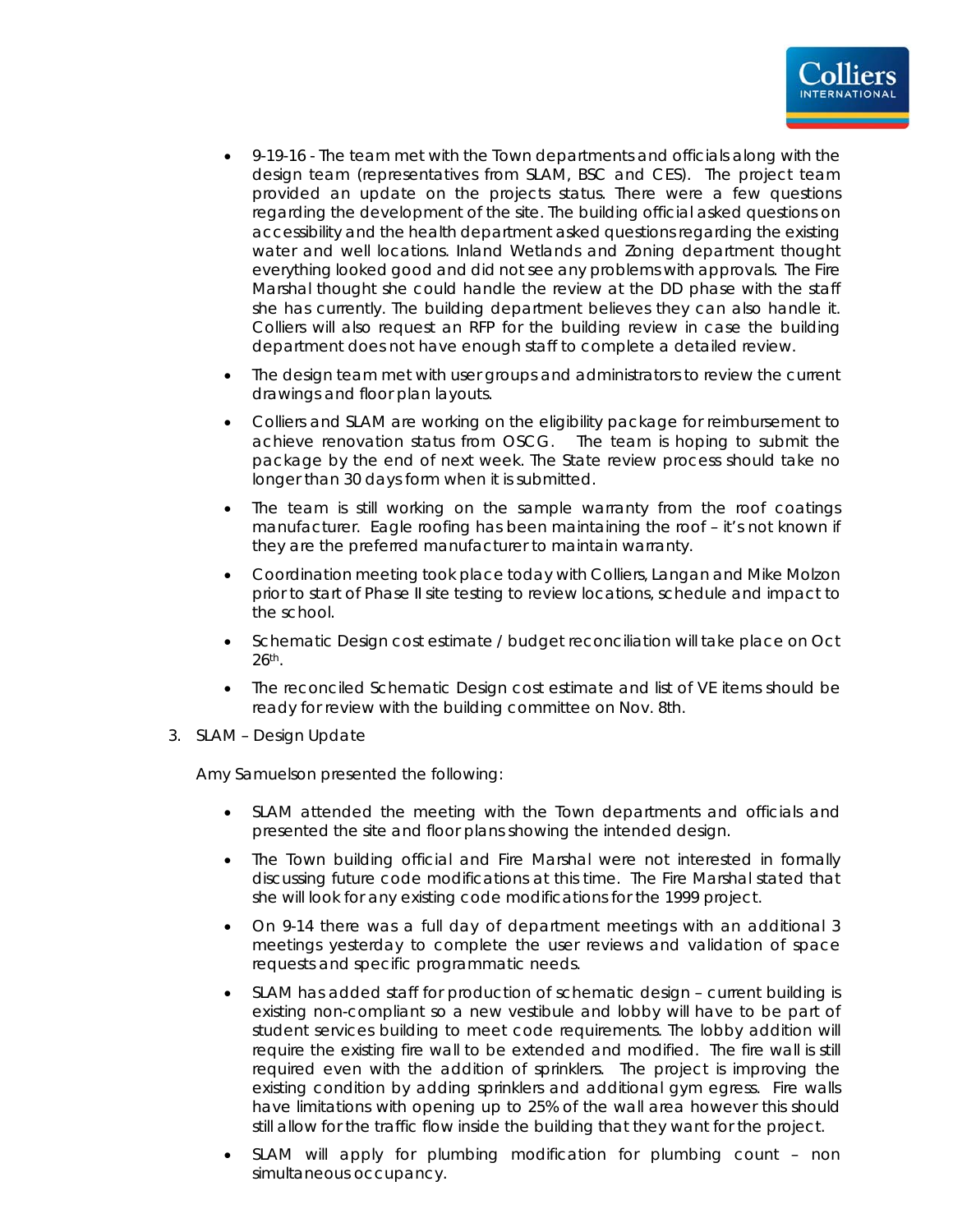- 9-19-16 - The team met with the Town departments and officials along with the design team (representatives from SLAM, BSC and CES). The project team provided an update on the projects status. There were a few questions regarding the development of the site. The building official asked questions on accessibility and the health department asked questions regarding the existing water and well locations. Inland Wetlands and Zoning department thought everything looked good and did not see any problems with approvals. The Fire Marshal thought she could handle the review at the DD phase with the staff she has currently. The building department believes they can also handle it. Colliers will also request an RFP for the building review in case the building department does not have enough staff to complete a detailed review.
- The design team met with user groups and administrators to review the current drawings and floor plan layouts.
- Colliers and SLAM are working on the eligibility package for reimbursement to achieve renovation status from OSCG. The team is hoping to submit the package by the end of next week. The State review process should take no longer than 30 days form when it is submitted.
- The team is still working on the sample warranty from the roof coatings manufacturer. Eagle roofing has been maintaining the roof – it's not known if they are the preferred manufacturer to maintain warranty.
- Coordination meeting took place today with Colliers, Langan and Mike Molzon prior to start of Phase II site testing to review locations, schedule and impact to the school.
- Schematic Design cost estimate / budget reconciliation will take place on Oct 26th.
- The reconciled Schematic Design cost estimate and list of VE items should be ready for review with the building committee on Nov. 8th.

3. SLAM – Design Update

   Amy Samuelson presented the following:

   - SLAM attended the meeting with the Town departments and officials and presented the site and floor plans showing the intended design.
   - The Town building official and Fire Marshal were not interested in formally discussing future code modifications at this time. The Fire Marshal stated that she will look for any existing code modifications for the 1999 project.
   - On 9-14 there was a full day of department meetings with an additional 3 meetings yesterday to complete the user reviews and validation of space requests and specific programmatic needs.
   - SLAM has added staff for production of schematic design – current building is existing non-compliant so a new vestibule and lobby will have to be part of student services building to meet code requirements. The lobby addition will require the existing fire wall to be extended and modified. The fire wall is still required even with the addition of sprinklers. The project is improving the existing condition by adding sprinklers and additional gym egress. Fire walls have limitations with opening up to 25% of the wall area however this should still allow for the traffic flow inside the building that they want for the project.
   - SLAM will apply for plumbing modification for plumbing count – non simultaneous occupancy.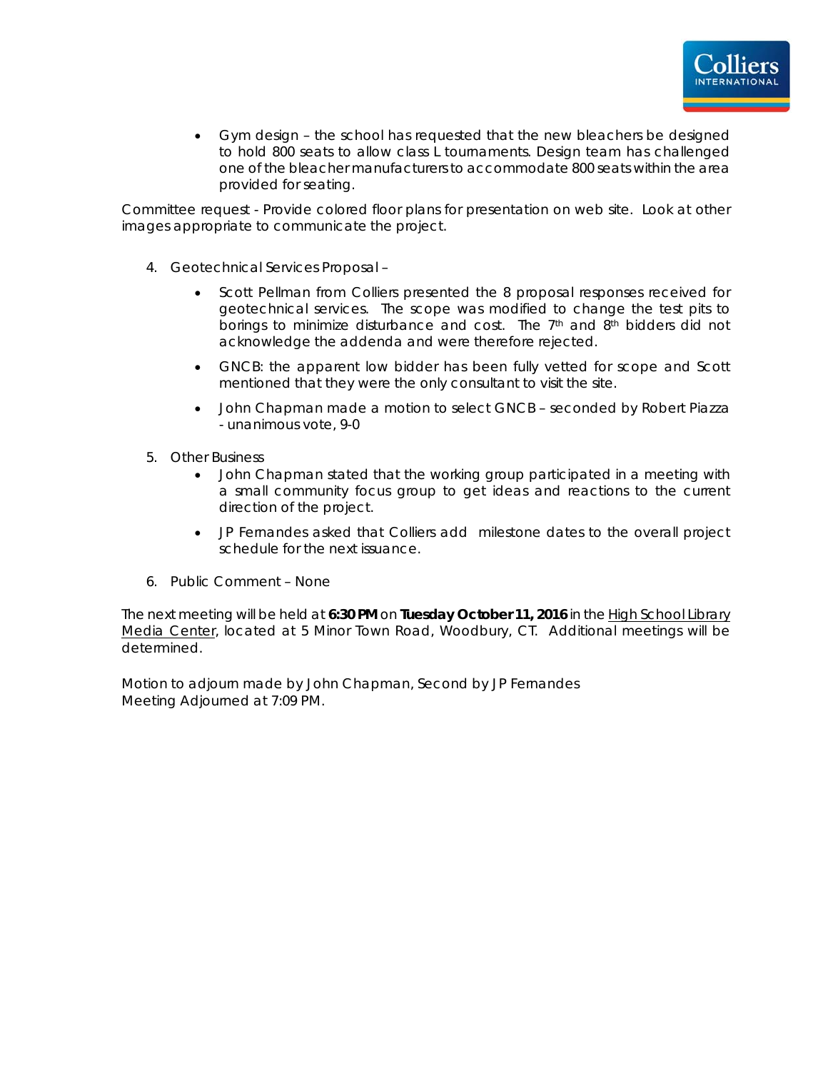- Gym design – the school has requested that the new bleachers be designed to hold 800 seats to allow class L tournaments. Design team has challenged one of the bleacher manufacturers to accommodate 800 seats within the area provided for seating.

Committee request - Provide colored floor plans for presentation on web site. Look at other images appropriate to communicate the project.

4. Geotechnical Services Proposal –
   - Scott Pellman from Colliers presented the 8 proposal responses received for geotechnical services. The scope was modified to change the test pits to borings to minimize disturbance and cost. The 7th and 8th bidders did not acknowledge the addenda and were therefore rejected.
   - GNCB: the apparent low bidder has been fully vetted for scope and Scott mentioned that they were the only consultant to visit the site.
   - John Chapman made a motion to select GNCB – seconded by Robert Piazza - unanimous vote, 9-0
5. Other Business
   - John Chapman stated that the working group participated in a meeting with a small community focus group to get ideas and reactions to the current direction of the project.
   - JP Fernandes asked that Colliers add milestone dates to the overall project schedule for the next issuance.
6. Public Comment – None

The next meeting will be held at **6:30 PM** on **Tuesday October 11, 2016** in the High School Library Media Center, located at 5 Minor Town Road, Woodbury, CT. Additional meetings will be determined.

Motion to adjourn made by John Chapman, Second by JP Fernandes
Meeting Adjourned at 7:09 PM.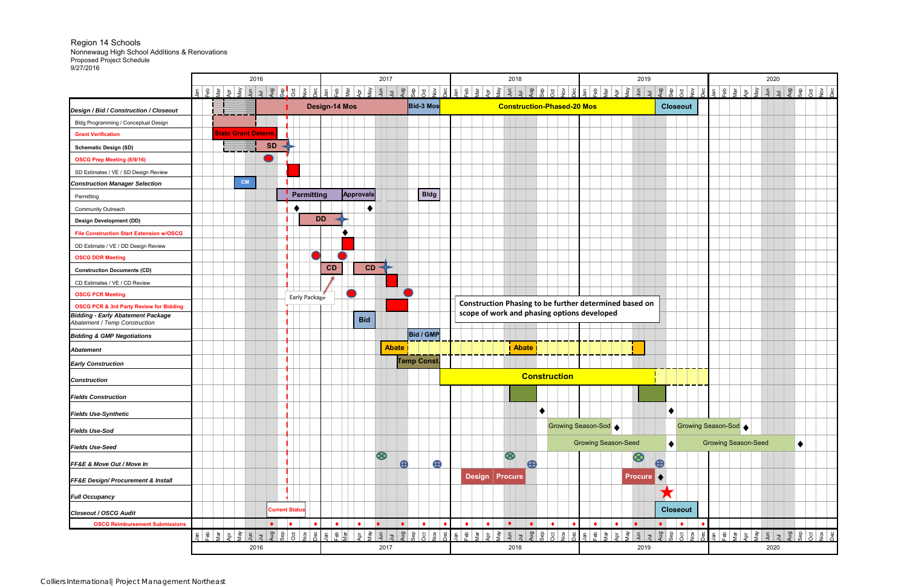Region 14 Schools

Nonnewaug High School Additions & Renovations

Proposed Project Schedule

9/27/2016

2016 2017 2018 2019 2020

Jan Feb Mar Apr May Jun Jul Aug Sep Oct Nov Dec

Design / Bid / Construction / Closeout

Bldg Programming / Conceptual Design

Grant Verification

Schematic Design (SD)

OSCG Prep Meeting (8/9/16)

SD Estimates / VE / SD Design Review

Construction Manager Selection

Permitting

Community Outreach

Design Development (DD)

File Construction Start Extension w/OSCG

DD Estimate / VE / DD Design Review

OSCG DDR Meeting

Construction Documents (CD)

CD Estimates / VE / CD Review

OSCG PCR Meeting

OSCG PCR & 3rd Party Review for Bidding

Bidding - Early Abatement Package

Abatement / Temp Construction

Bidding & GMP Negotiations

Abatement

Early Construction

Construction

Fields Construction

Fields Use-Synthetic

Fields Use-Sod

Fields Use-Seed

FF&E & Move Out / Move In

FF&E Design/ Procurement & Install

Full Occupancy

Closeout / OSCG Audit

OSCG Reimbursement Submissions

Design-14 Mos

Bid-3 Mos

Construction-Phased-20 Mos

Closeout

State Grant Determ.

SD

CM

Permitting

Approvals

Bldg

DD

CD

CD

Early Package

Bid

Bid / GMP

Abate

Abate

Temp Const.

Construction

Construction Phasing to be further determined based on scope of work and phasing options developed

Growing Season-Sod

Growing Season-Sod

Growing Season-Seed

Growing Season-Seed

Design

Procure

Procure

Closeout

Current Status

Colliers International | Project Management Northeast